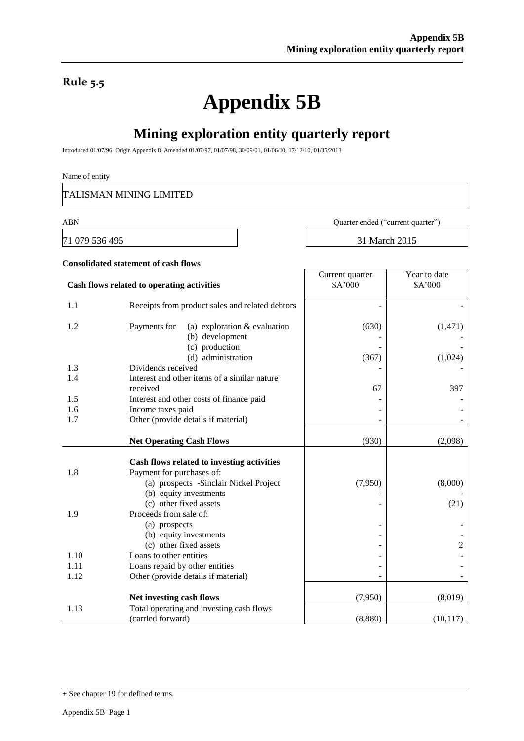## Rule 5.5

# Appendix 5B

## Mining exploration entity quarterly report

Introduced 01/07/96 Origin Appendix 8 Amended 01/07/97, 01/07/98, 30/09/01, 01/06/10, 17/12/10, 01/05/2013

Name of entity

TALISMAN MINING LIMITED

| ABN | Quarter ended ("current quarter") |
|---|---|
| 71 079 536 495 | 31 March 2015 |

**Consolidated statement of cash flows**

| | **Cash flows related to operating activities** | Current quarter $A'000 | Year to date $A'000 |
|---|---|---|---|
| 1.1 | Receipts from product sales and related debtors | - | - |
| 1.2 | Payments for (a) exploration & evaluation | (630) | (1,471) |
| | (b) development | - | - |
| | (c) production | - | - |
| | (d) administration | (367) | (1,024) |
| 1.3 | Dividends received | - | - |
| 1.4 | Interest and other items of a similar nature received | 67 | 397 |
| 1.5 | Interest and other costs of finance paid | - | - |
| 1.6 | Income taxes paid | - | - |
| 1.7 | Other (provide details if material) | - | - |
| | **Net Operating Cash Flows** | (930) | (2,098) |
| | **Cash flows related to investing activities** | | |
| 1.8 | Payment for purchases of: | | |
| | (a) prospects -Sinclair Nickel Project | (7,950) | (8,000) |
| | (b) equity investments | - | - |
| | (c) other fixed assets | - | (21) |
| 1.9 | Proceeds from sale of: | | |
| | (a) prospects | - | - |
| | (b) equity investments | - | - |
| | (c) other fixed assets | - | 2 |
| 1.10 | Loans to other entities | - | - |
| 1.11 | Loans repaid by other entities | - | - |
| 1.12 | Other (provide details if material) | - | - |
| | **Net investing cash flows** | (7,950) | (8,019) |
| 1.13 | Total operating and investing cash flows (carried forward) | (8,880) | (10,117) |

+ See chapter 19 for defined terms.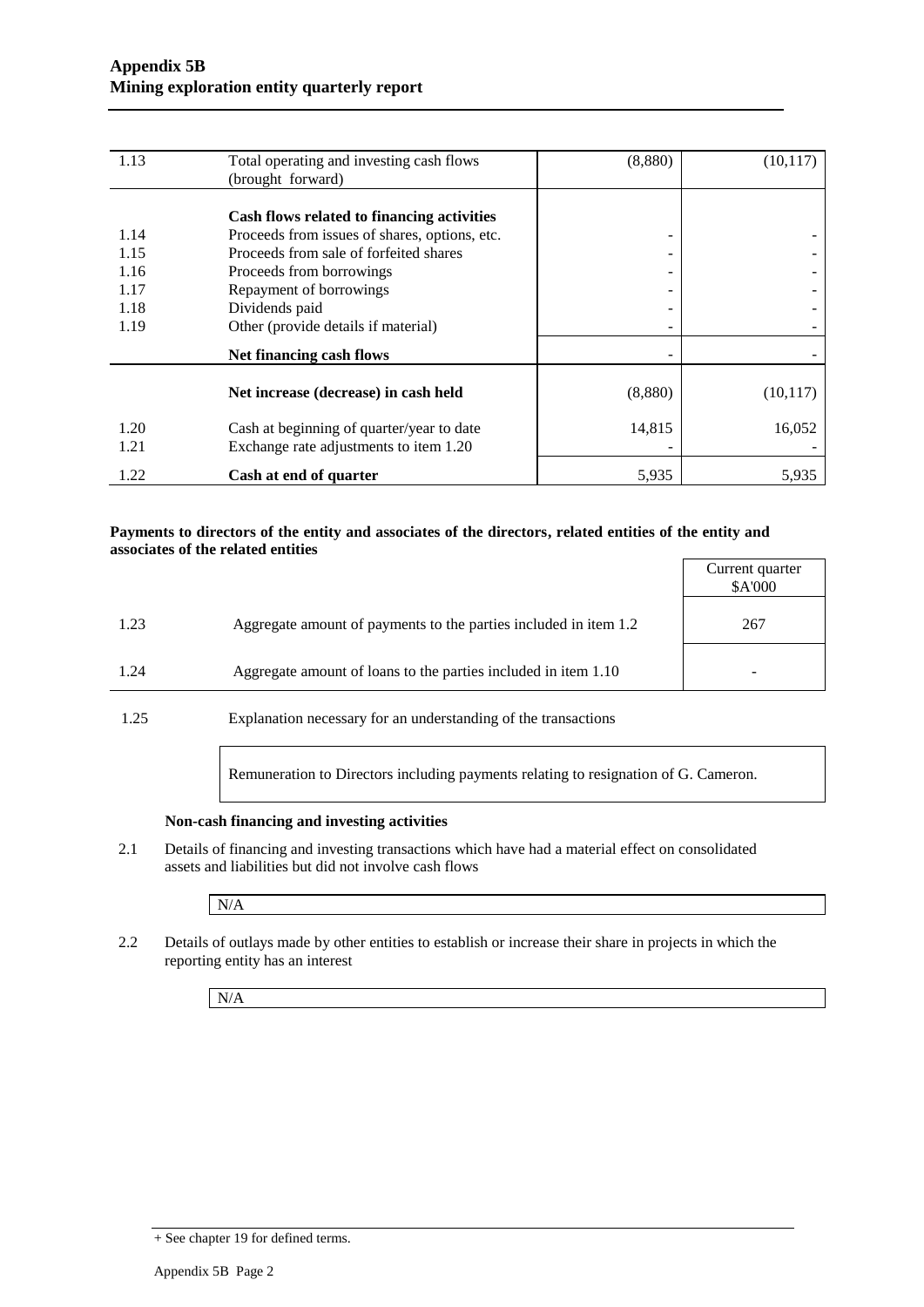| | | | |
|---|---|---|---|
| 1.13 | Total operating and investing cash flows (brought forward) | (8,880) | (10,117) |
| | **Cash flows related to financing activities** | | |
| 1.14 | Proceeds from issues of shares, options, etc. | - | - |
| 1.15 | Proceeds from sale of forfeited shares | - | - |
| 1.16 | Proceeds from borrowings | - | - |
| 1.17 | Repayment of borrowings | - | - |
| 1.18 | Dividends paid | - | - |
| 1.19 | Other (provide details if material) | - | - |
| | **Net financing cash flows** | - | - |
| | **Net increase (decrease) in cash held** | (8,880) | (10,117) |
| 1.20 | Cash at beginning of quarter/year to date | 14,815 | 16,052 |
| 1.21 | Exchange rate adjustments to item 1.20 | - | - |
| 1.22 | **Cash at end of quarter** | 5,935 | 5,935 |

**Payments to directors of the entity and associates of the directors, related entities of the entity and associates of the related entities**

| | | Current quarter $A'000 |
|---|---|---|
| 1.23 | Aggregate amount of payments to the parties included in item 1.2 | 267 |
| 1.24 | Aggregate amount of loans to the parties included in item 1.10 | - |

1.25 Explanation necessary for an understanding of the transactions

Remuneration to Directors including payments relating to resignation of G. Cameron.

**Non-cash financing and investing activities**

2.1 Details of financing and investing transactions which have had a material effect on consolidated assets and liabilities but did not involve cash flows

N/A

2.2 Details of outlays made by other entities to establish or increase their share in projects in which the reporting entity has an interest

N/A

+ See chapter 19 for defined terms.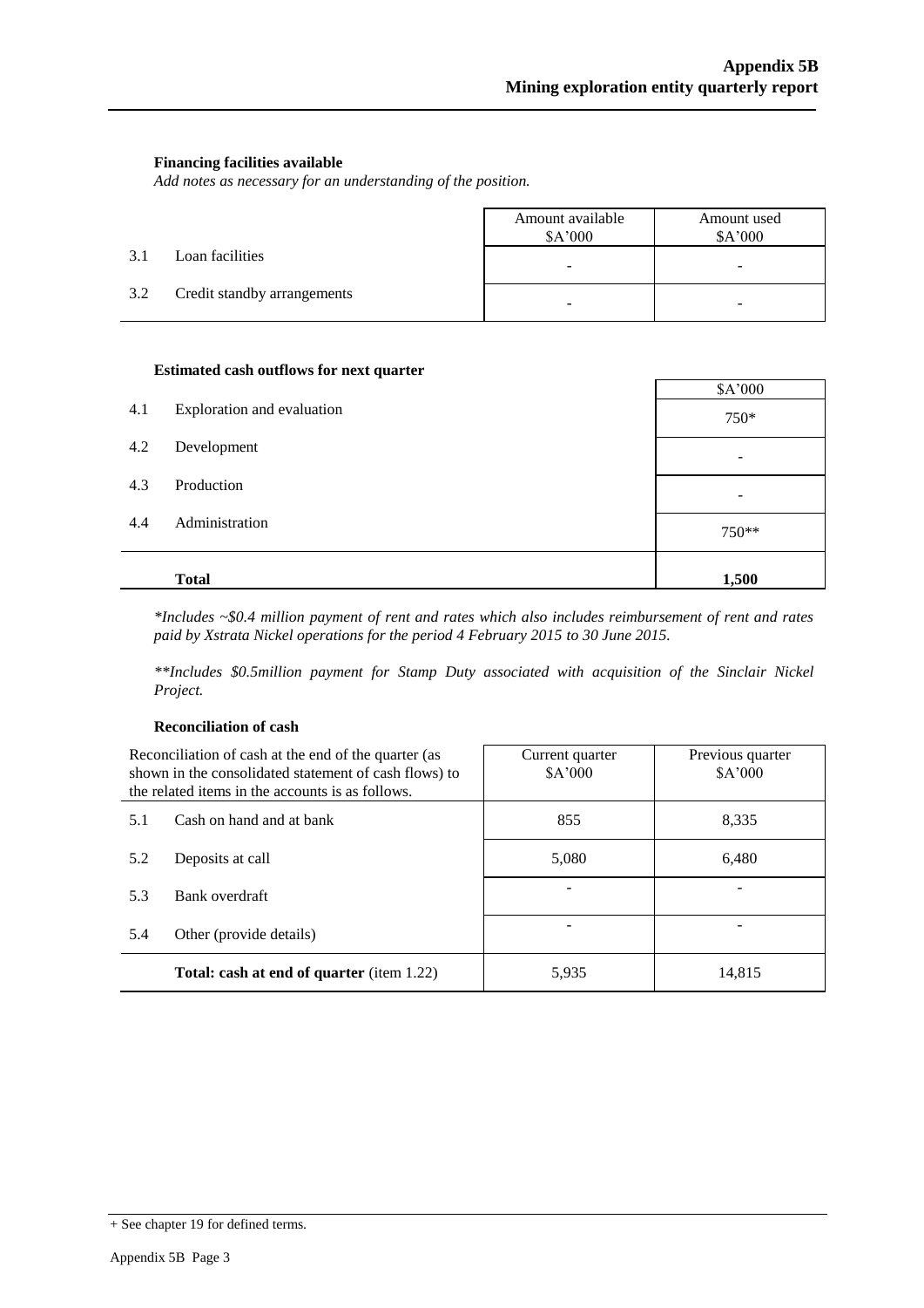**Financing facilities available**

*Add notes as necessary for an understanding of the position.*

| | | Amount available<br>$A'000 | Amount used<br>$A'000 |
|---|---|---|---|
| 3.1 | Loan facilities | - | - |
| 3.2 | Credit standby arrangements | - | - |

**Estimated cash outflows for next quarter**

| | | $A'000 |
|---|---|---|
| 4.1 | Exploration and evaluation | 750* |
| 4.2 | Development | - |
| 4.3 | Production | - |
| 4.4 | Administration | 750** |
| | **Total** | **1,500** |

*\*Includes ~$0.4 million payment of rent and rates which also includes reimbursement of rent and rates paid by Xstrata Nickel operations for the period 4 February 2015 to 30 June 2015.*

*\*\*Includes $0.5million payment for Stamp Duty associated with acquisition of the Sinclair Nickel Project.*

**Reconciliation of cash**

| Reconciliation of cash at the end of the quarter (as shown in the consolidated statement of cash flows) to the related items in the accounts is as follows. | | Current quarter<br>$A'000 | Previous quarter<br>$A'000 |
|---|---|---|---|
| 5.1 | Cash on hand and at bank | 855 | 8,335 |
| 5.2 | Deposits at call | 5,080 | 6,480 |
| 5.3 | Bank overdraft | - | - |
| 5.4 | Other (provide details) | - | - |
| | **Total: cash at end of quarter** (item 1.22) | 5,935 | 14,815 |

+ See chapter 19 for defined terms.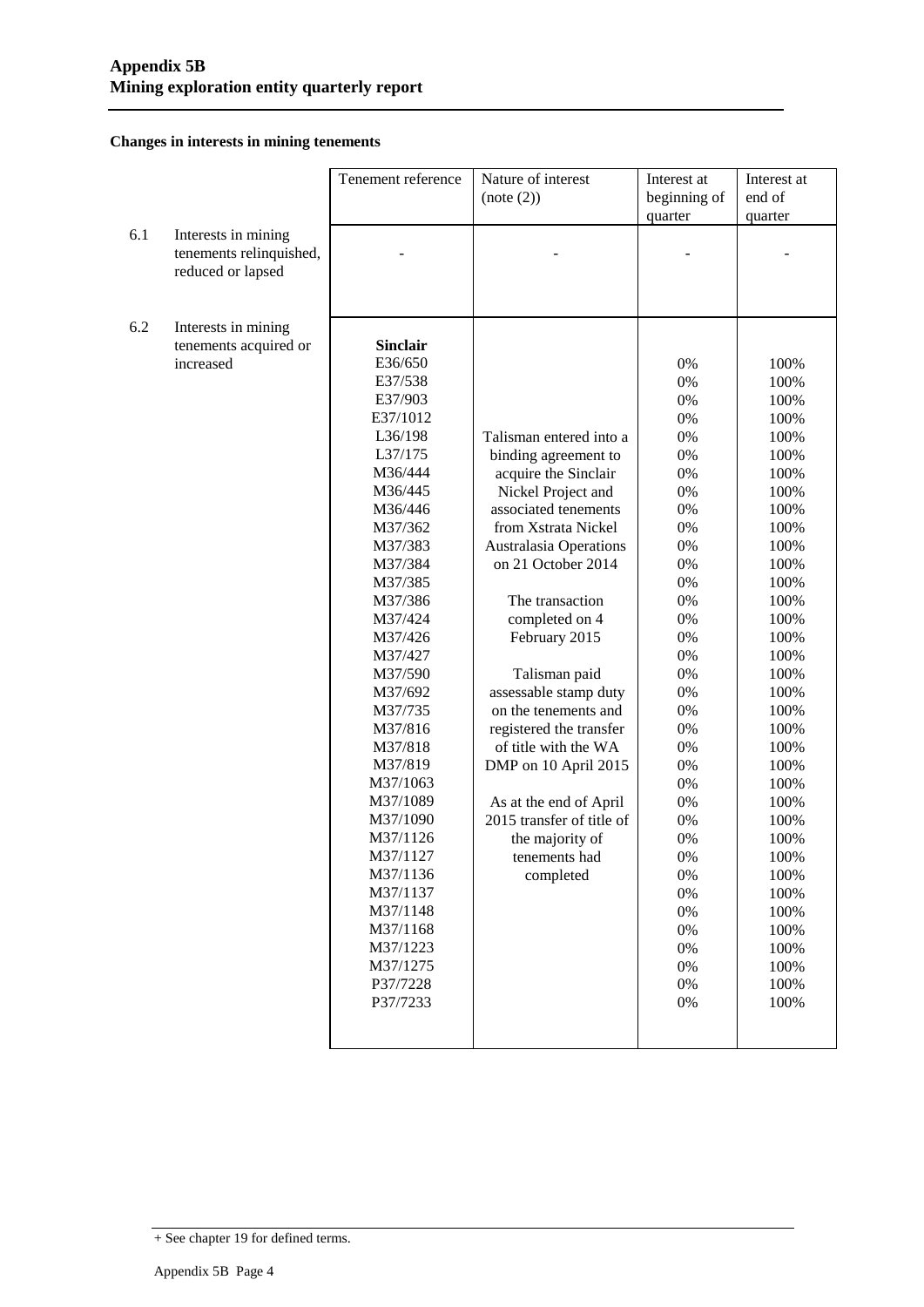## Changes in interests in mining tenements

| | | Tenement reference | Nature of interest (note (2)) | Interest at beginning of quarter | Interest at end of quarter |
|---|---|---|---|---|---|
| 6.1 | Interests in mining tenements relinquished, reduced or lapsed | - | - | - | - |
| 6.2 | Interests in mining tenements acquired or increased | **Sinclair** | | | |
| | | E36/650 | Talisman entered into a binding agreement to acquire the Sinclair Nickel Project and associated tenements from Xstrata Nickel Australasia Operations on 21 October 2014<br><br>The transaction completed on 4 February 2015<br><br>Talisman paid assessable stamp duty on the tenements and registered the transfer of title with the WA DMP on 10 April 2015<br><br>As at the end of April 2015 transfer of title of the majority of tenements had completed | 0% | 100% |
| | | E37/538 | | 0% | 100% |
| | | E37/903 | | 0% | 100% |
| | | E37/1012 | | 0% | 100% |
| | | L36/198 | | 0% | 100% |
| | | L37/175 | | 0% | 100% |
| | | M36/444 | | 0% | 100% |
| | | M36/445 | | 0% | 100% |
| | | M36/446 | | 0% | 100% |
| | | M37/362 | | 0% | 100% |
| | | M37/383 | | 0% | 100% |
| | | M37/384 | | 0% | 100% |
| | | M37/385 | | 0% | 100% |
| | | M37/386 | | 0% | 100% |
| | | M37/424 | | 0% | 100% |
| | | M37/426 | | 0% | 100% |
| | | M37/427 | | 0% | 100% |
| | | M37/590 | | 0% | 100% |
| | | M37/692 | | 0% | 100% |
| | | M37/735 | | 0% | 100% |
| | | M37/816 | | 0% | 100% |
| | | M37/818 | | 0% | 100% |
| | | M37/819 | | 0% | 100% |
| | | M37/1063 | | 0% | 100% |
| | | M37/1089 | | 0% | 100% |
| | | M37/1090 | | 0% | 100% |
| | | M37/1126 | | 0% | 100% |
| | | M37/1127 | | 0% | 100% |
| | | M37/1136 | | 0% | 100% |
| | | M37/1137 | | 0% | 100% |
| | | M37/1148 | | 0% | 100% |
| | | M37/1168 | | 0% | 100% |
| | | M37/1223 | | 0% | 100% |
| | | M37/1275 | | 0% | 100% |
| | | P37/7228 | | 0% | 100% |
| | | P37/7233 | | 0% | 100% |

+ See chapter 19 for defined terms.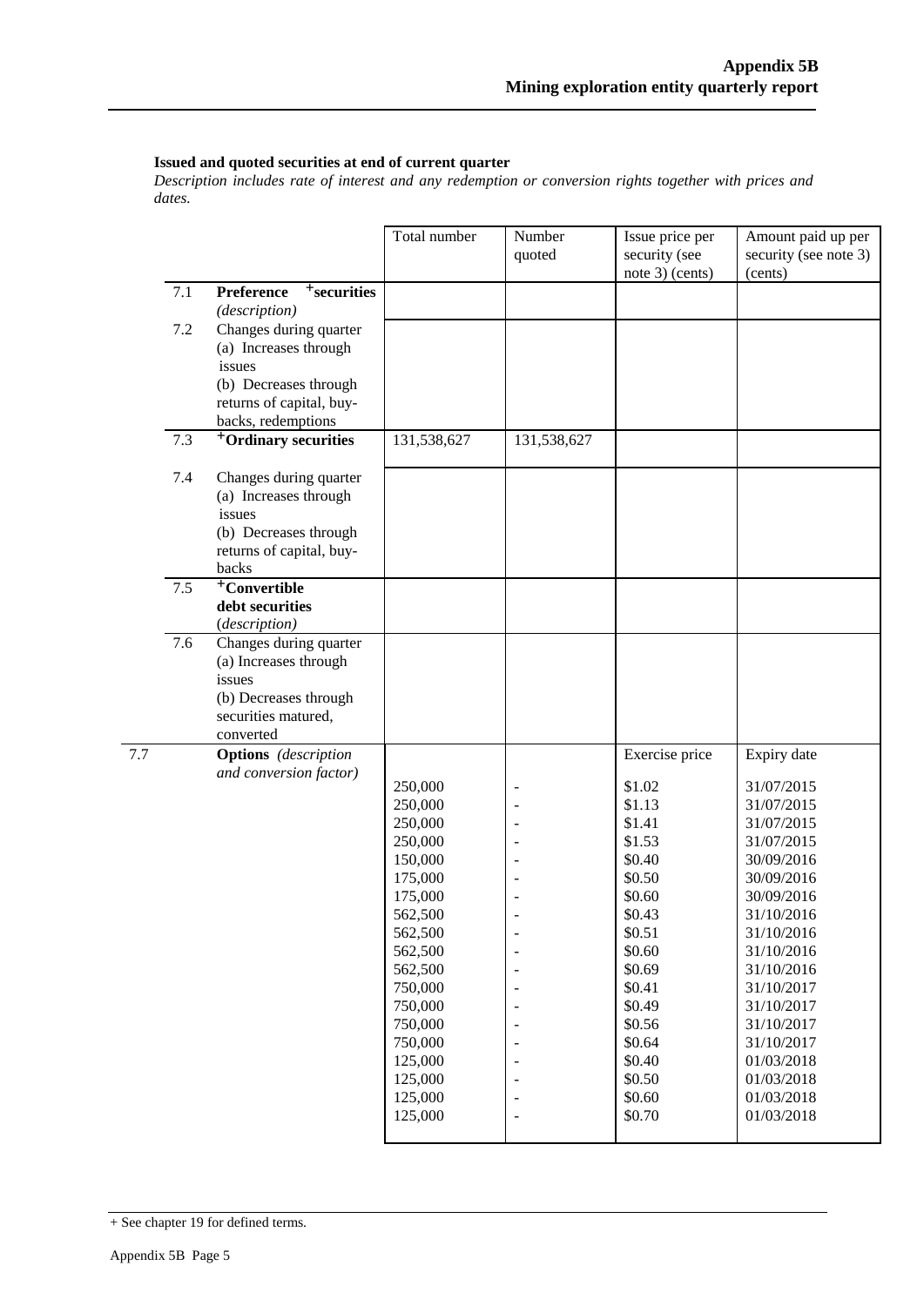**Issued and quoted securities at end of current quarter**

*Description includes rate of interest and any redemption or conversion rights together with prices and dates.*

| | | Total number | Number quoted | Issue price per security (see note 3) (cents) | Amount paid up per security (see note 3) (cents) |
|---|---|---|---|---|---|
| 7.1 | **Preference +securities** *(description)* | | | | |
| 7.2 | Changes during quarter (a) Increases through issues (b) Decreases through returns of capital, buy-backs, redemptions | | | | |
| 7.3 | **+Ordinary securities** | 131,538,627 | 131,538,627 | | |
| 7.4 | Changes during quarter (a) Increases through issues (b) Decreases through returns of capital, buy-backs | | | | |
| 7.5 | **+Convertible debt securities** *(description)* | | | | |
| 7.6 | Changes during quarter (a) Increases through issues (b) Decreases through securities matured, converted | | | | |
| 7.7 | **Options** *(description and conversion factor)* | | | Exercise price | Expiry date |
| | | 250,000 | - | $1.02 | 31/07/2015 |
| | | 250,000 | - | $1.13 | 31/07/2015 |
| | | 250,000 | - | $1.41 | 31/07/2015 |
| | | 250,000 | - | $1.53 | 31/07/2015 |
| | | 150,000 | - | $0.40 | 30/09/2016 |
| | | 175,000 | - | $0.50 | 30/09/2016 |
| | | 175,000 | - | $0.60 | 30/09/2016 |
| | | 562,500 | - | $0.43 | 31/10/2016 |
| | | 562,500 | - | $0.51 | 31/10/2016 |
| | | 562,500 | - | $0.60 | 31/10/2016 |
| | | 562,500 | - | $0.69 | 31/10/2016 |
| | | 750,000 | - | $0.41 | 31/10/2017 |
| | | 750,000 | - | $0.49 | 31/10/2017 |
| | | 750,000 | - | $0.56 | 31/10/2017 |
| | | 750,000 | - | $0.64 | 31/10/2017 |
| | | 125,000 | - | $0.40 | 01/03/2018 |
| | | 125,000 | - | $0.50 | 01/03/2018 |
| | | 125,000 | - | $0.60 | 01/03/2018 |
| | | 125,000 | - | $0.70 | 01/03/2018 |

+ See chapter 19 for defined terms.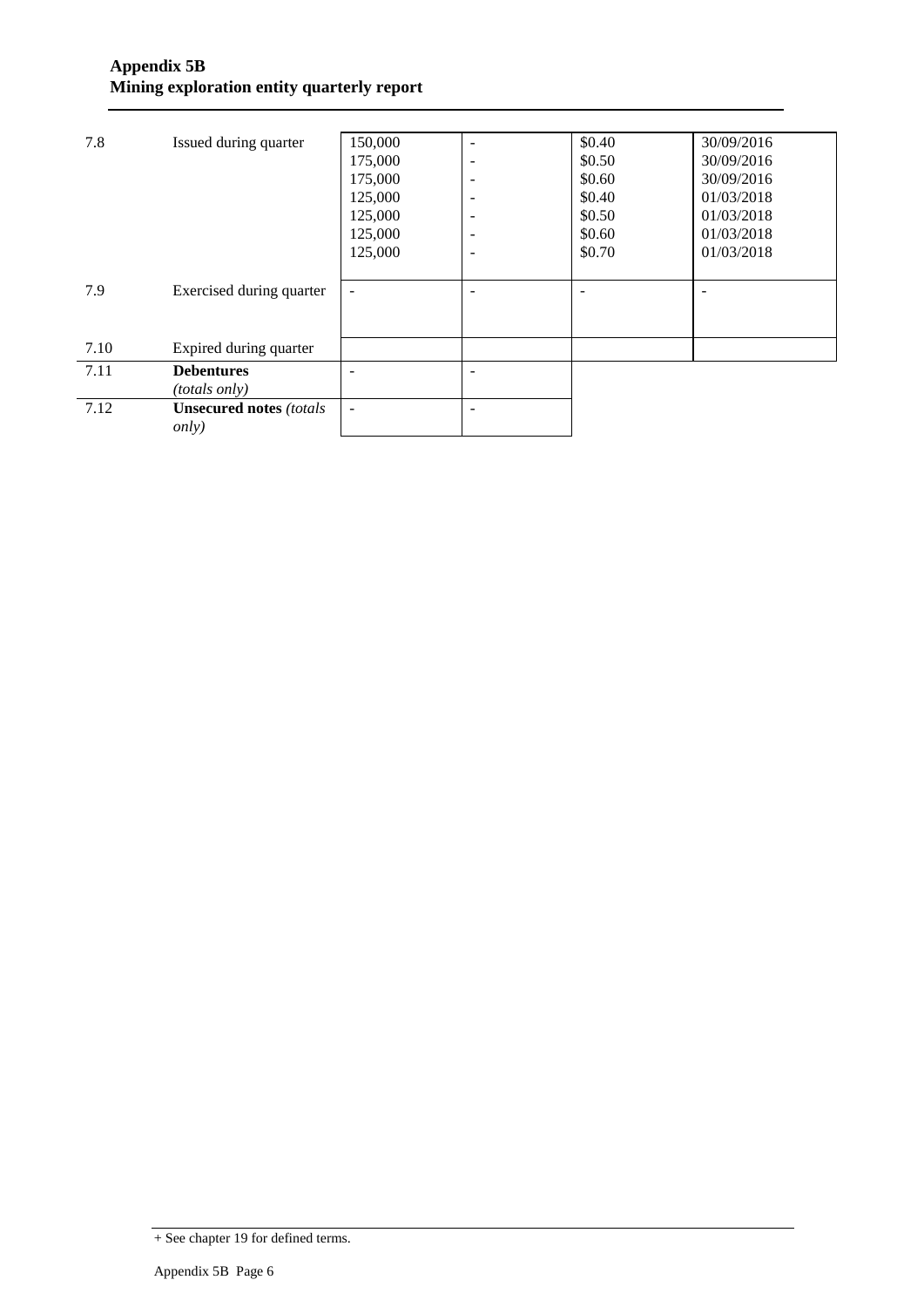| | | | | | |
|---|---|---|---|---|---|
| 7.8 | Issued during quarter | 150,000<br>175,000<br>175,000<br>125,000<br>125,000<br>125,000<br>125,000 | -<br>-<br>-<br>-<br>-<br>-<br>- | \$0.40<br>\$0.50<br>\$0.60<br>\$0.40<br>\$0.50<br>\$0.60<br>\$0.70 | 30/09/2016<br>30/09/2016<br>30/09/2016<br>01/03/2018<br>01/03/2018<br>01/03/2018<br>01/03/2018 |
| 7.9 | Exercised during quarter | - | - | - | - |
| 7.10 | Expired during quarter | | | | |
| 7.11 | **Debentures** *(totals only)* | - | - | | |
| 7.12 | **Unsecured notes** *(totals only)* | - | - | | |

+ See chapter 19 for defined terms.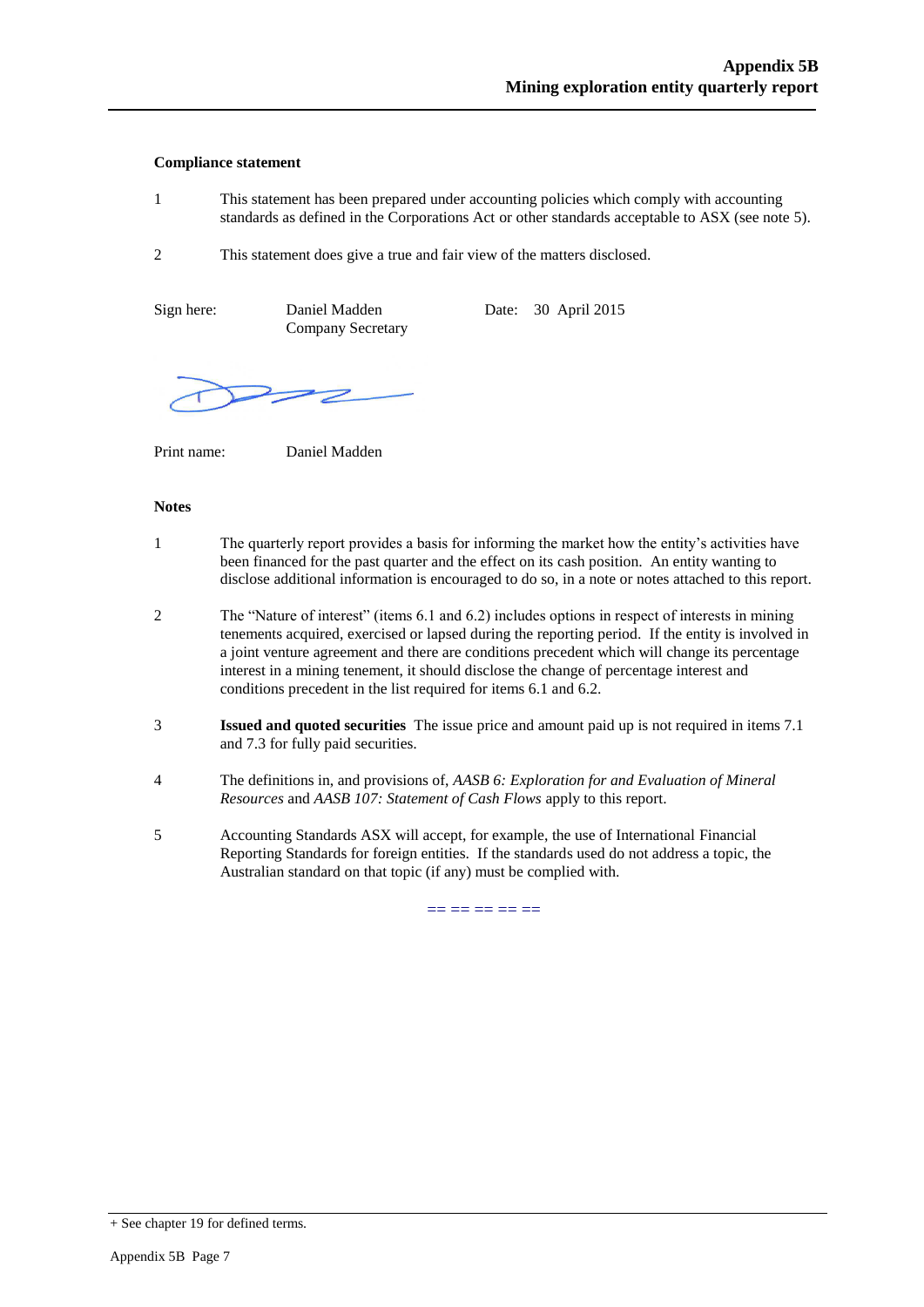**Compliance statement**

1 This statement has been prepared under accounting policies which comply with accounting standards as defined in the Corporations Act or other standards acceptable to ASX (see note 5).

2 This statement does give a true and fair view of the matters disclosed.

Sign here: Daniel Madden Date: 30 April 2015
Company Secretary

Print name: Daniel Madden

**Notes**

1 The quarterly report provides a basis for informing the market how the entity's activities have been financed for the past quarter and the effect on its cash position. An entity wanting to disclose additional information is encouraged to do so, in a note or notes attached to this report.

2 The "Nature of interest" (items 6.1 and 6.2) includes options in respect of interests in mining tenements acquired, exercised or lapsed during the reporting period. If the entity is involved in a joint venture agreement and there are conditions precedent which will change its percentage interest in a mining tenement, it should disclose the change of percentage interest and conditions precedent in the list required for items 6.1 and 6.2.

3 **Issued and quoted securities** The issue price and amount paid up is not required in items 7.1 and 7.3 for fully paid securities.

4 The definitions in, and provisions of, *AASB 6: Exploration for and Evaluation of Mineral Resources* and *AASB 107: Statement of Cash Flows* apply to this report.

5 Accounting Standards ASX will accept, for example, the use of International Financial Reporting Standards for foreign entities. If the standards used do not address a topic, the Australian standard on that topic (if any) must be complied with.

== == == == ==

+ See chapter 19 for defined terms.